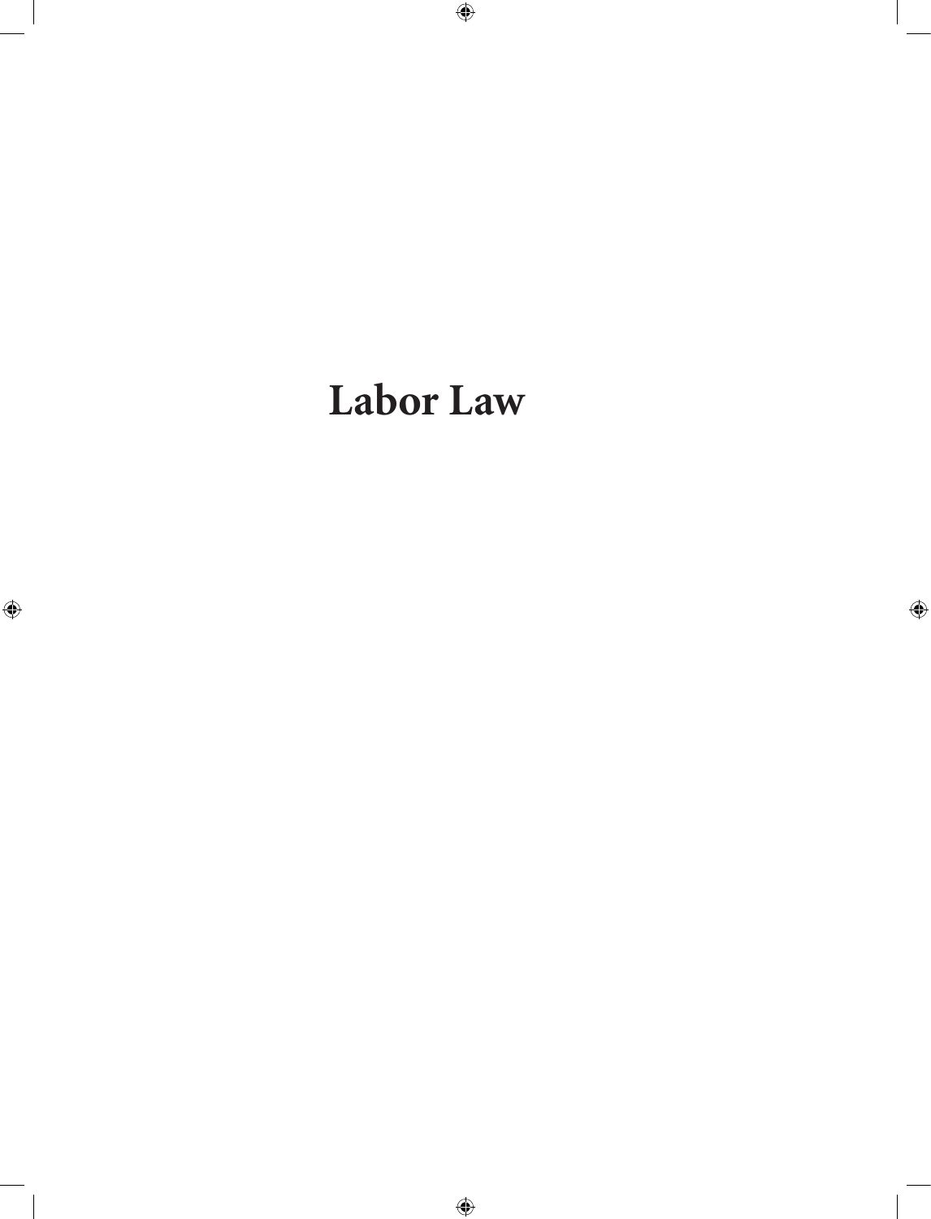# Labor Law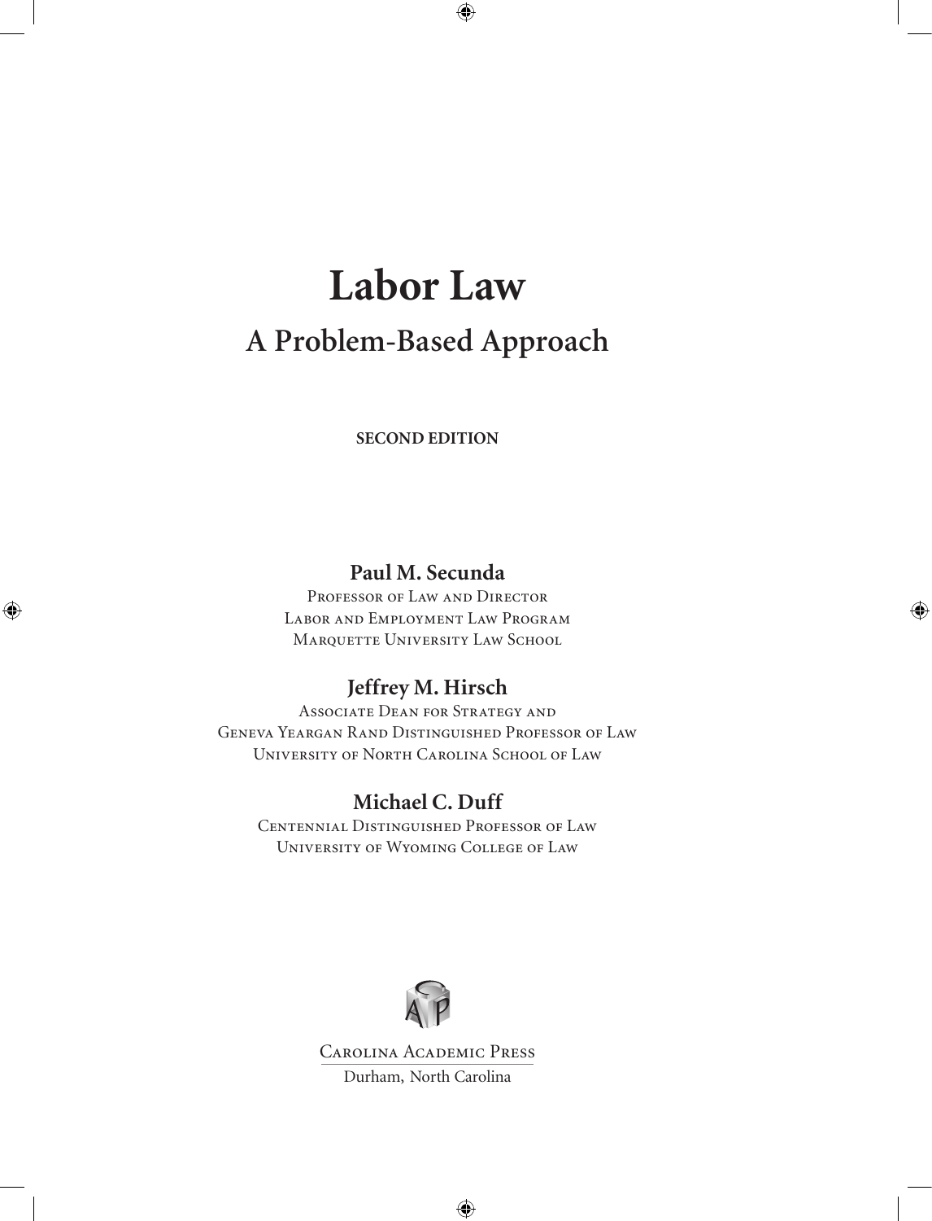# Labor Law

## A Problem-Based Approach

**SECOND EDITION**

**Paul M. Secunda**

Professor of Law and Director
Labor and Employment Law Program
Marquette University Law School

**Jeffrey M. Hirsch**

Associate Dean for Strategy and
Geneva Yeargan Rand Distinguished Professor of Law
University of North Carolina School of Law

**Michael C. Duff**

Centennial Distinguished Professor of Law
University of Wyoming College of Law

Carolina Academic Press
Durham, North Carolina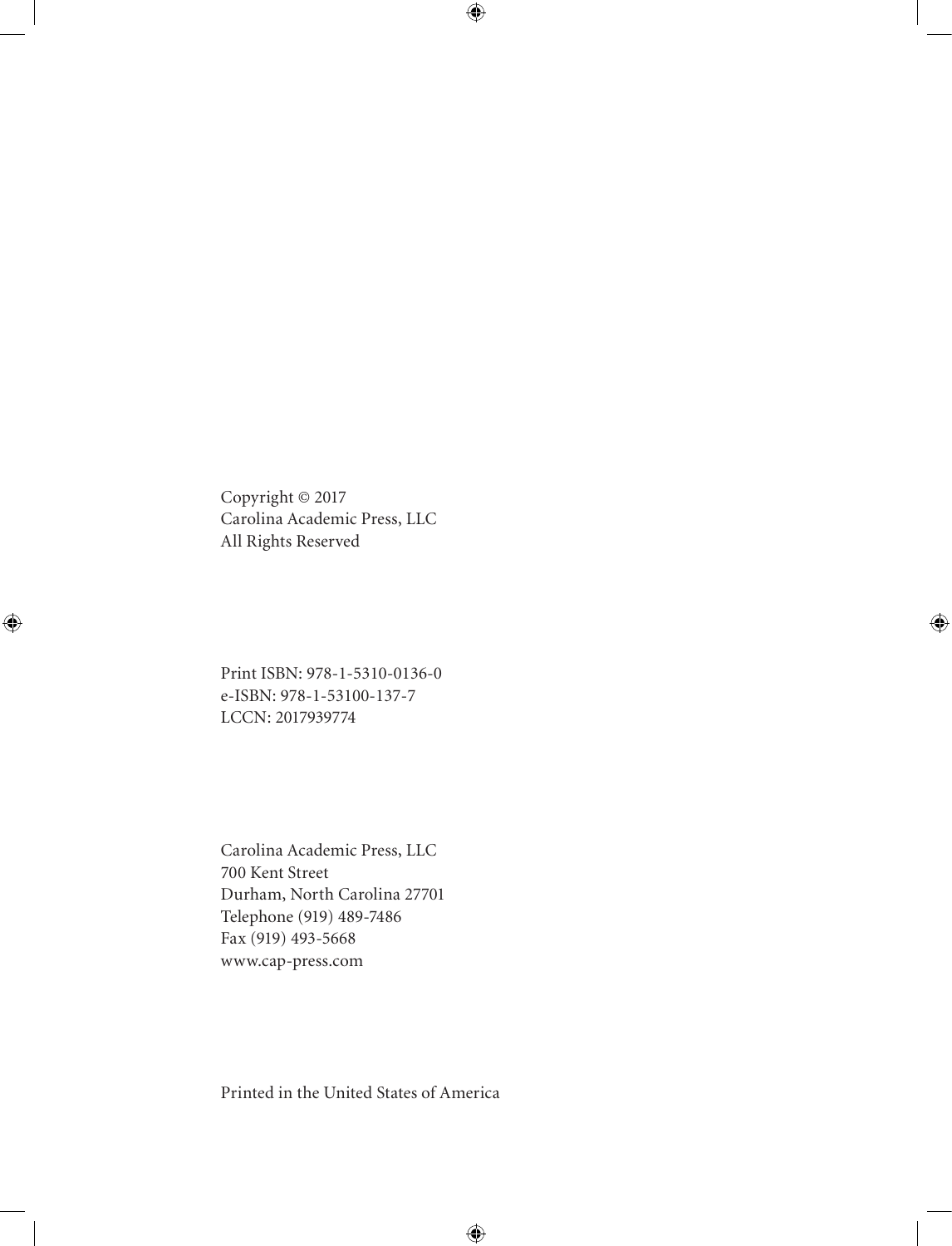Copyright © 2017
Carolina Academic Press, LLC
All Rights Reserved

Print ISBN: 978-1-5310-0136-0
e-ISBN: 978-1-53100-137-7
LCCN: 2017939774

Carolina Academic Press, LLC
700 Kent Street
Durham, North Carolina 27701
Telephone (919) 489-7486
Fax (919) 493-5668
www.cap-press.com

Printed in the United States of America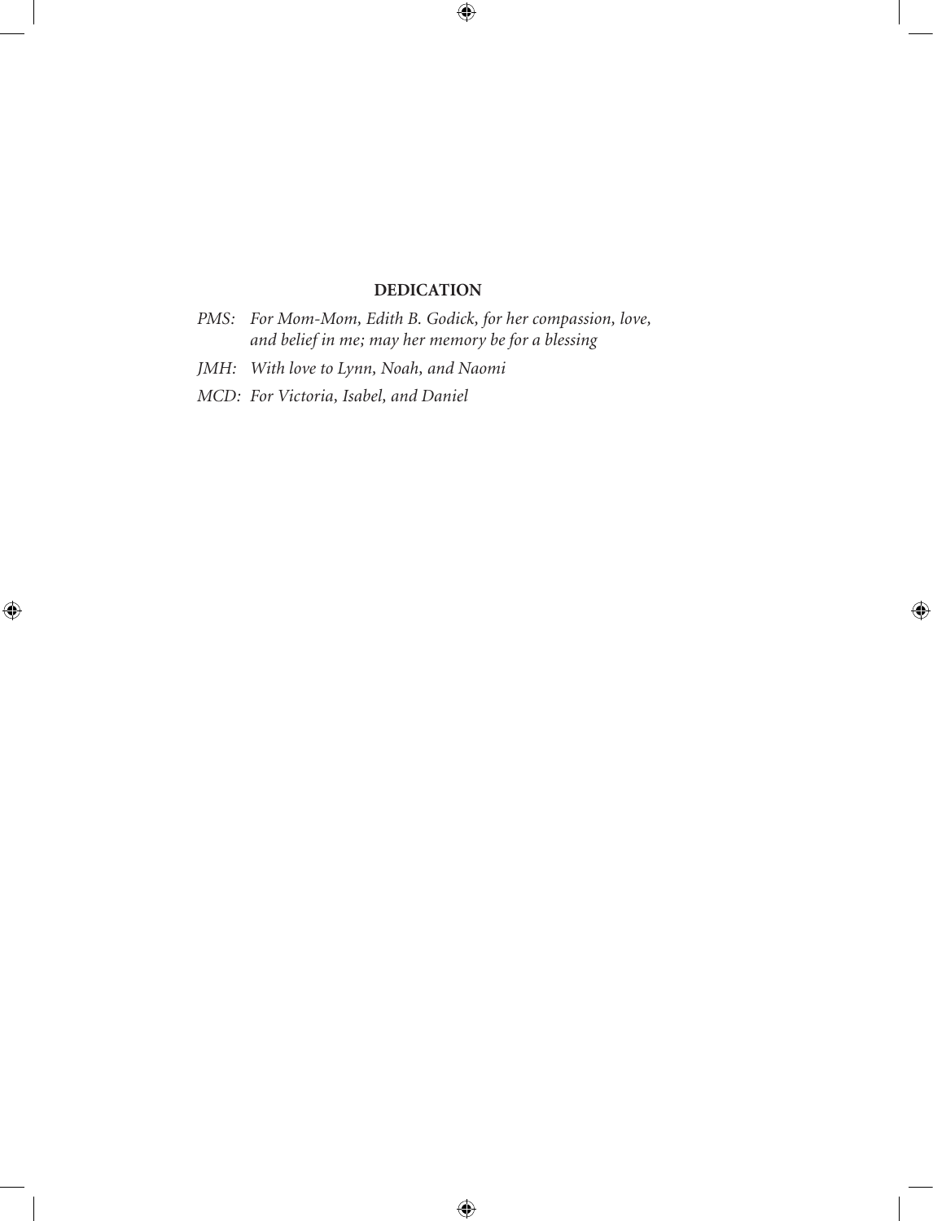**DEDICATION**

*PMS: For Mom-Mom, Edith B. Godick, for her compassion, love, and belief in me; may her memory be for a blessing*

*JMH: With love to Lynn, Noah, and Naomi*

*MCD: For Victoria, Isabel, and Daniel*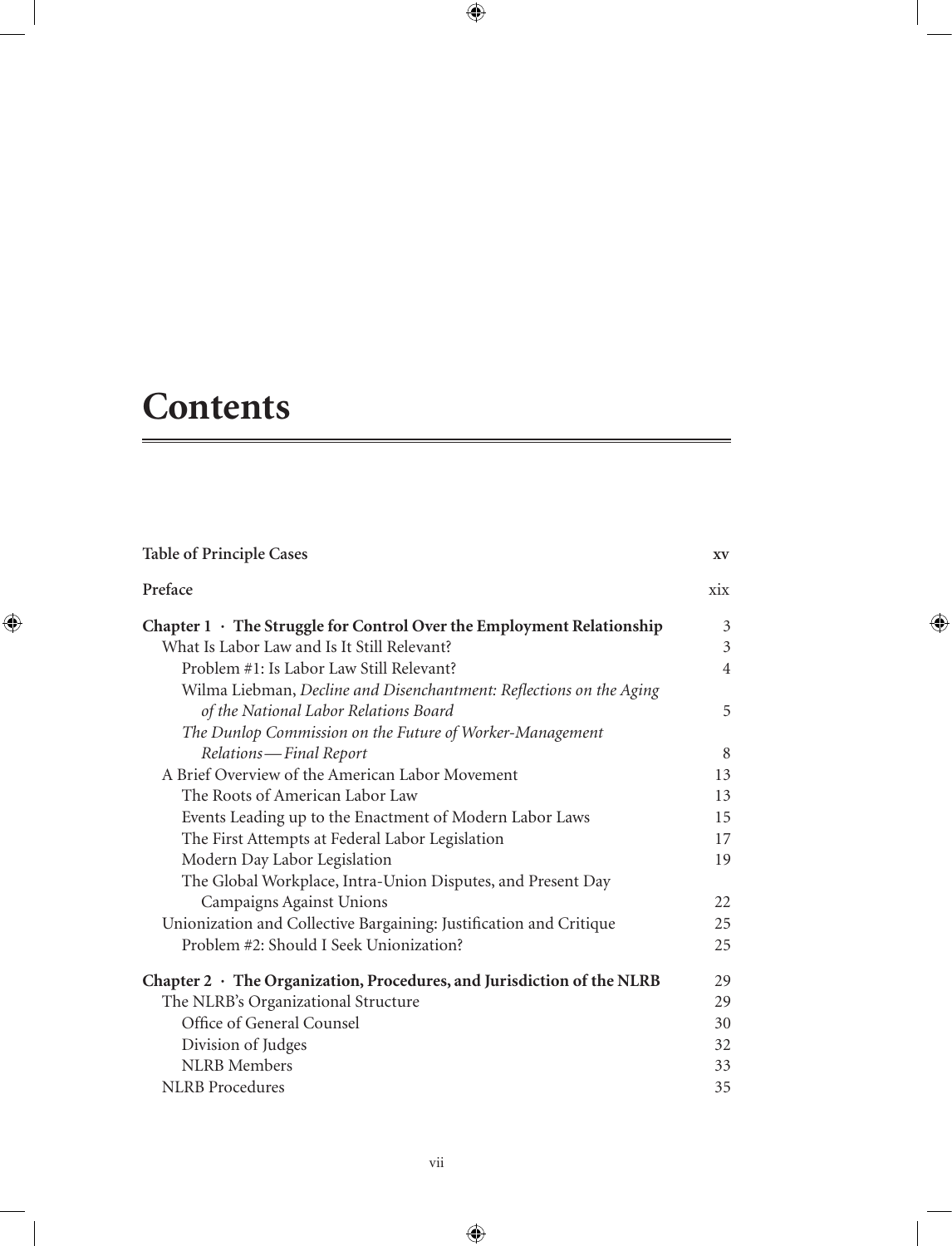# Contents

| | |
|---|---|
| **Table of Principle Cases** | **xv** |
| **Preface** | xix |
| **Chapter 1 · The Struggle for Control Over the Employment Relationship** | 3 |
| What Is Labor Law and Is It Still Relevant? | 3 |
| Problem #1: Is Labor Law Still Relevant? | 4 |
| Wilma Liebman, *Decline and Disenchantment: Reflections on the Aging of the National Labor Relations Board* | 5 |
| *The Dunlop Commission on the Future of Worker-Management Relations—Final Report* | 8 |
| A Brief Overview of the American Labor Movement | 13 |
| The Roots of American Labor Law | 13 |
| Events Leading up to the Enactment of Modern Labor Laws | 15 |
| The First Attempts at Federal Labor Legislation | 17 |
| Modern Day Labor Legislation | 19 |
| The Global Workplace, Intra-Union Disputes, and Present Day Campaigns Against Unions | 22 |
| Unionization and Collective Bargaining: Justification and Critique | 25 |
| Problem #2: Should I Seek Unionization? | 25 |
| **Chapter 2 · The Organization, Procedures, and Jurisdiction of the NLRB** | 29 |
| The NLRB's Organizational Structure | 29 |
| Office of General Counsel | 30 |
| Division of Judges | 32 |
| NLRB Members | 33 |
| NLRB Procedures | 35 |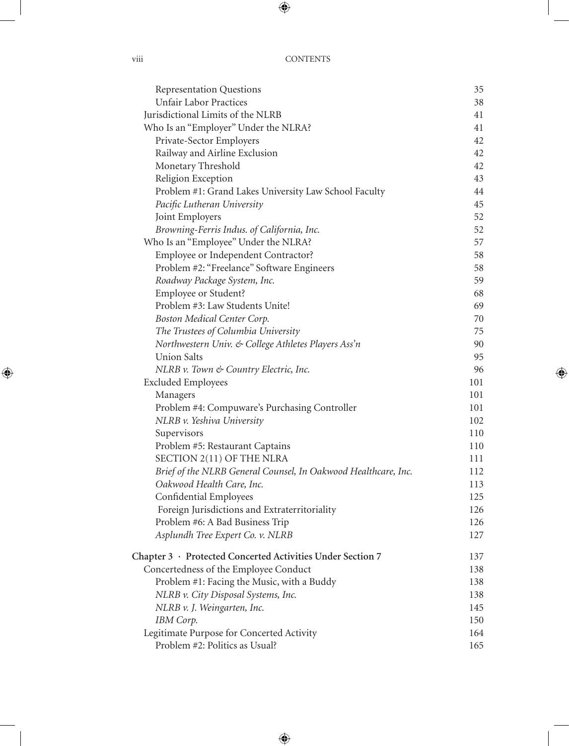| | |
|---|---|
| Representation Questions | 35 |
| Unfair Labor Practices | 38 |
| Jurisdictional Limits of the NLRB | 41 |
| Who Is an "Employer" Under the NLRA? | 41 |
| Private-Sector Employers | 42 |
| Railway and Airline Exclusion | 42 |
| Monetary Threshold | 42 |
| Religion Exception | 43 |
| Problem #1: Grand Lakes University Law School Faculty | 44 |
| *Pacific Lutheran University* | 45 |
| Joint Employers | 52 |
| *Browning-Ferris Indus. of California, Inc.* | 52 |
| Who Is an "Employee" Under the NLRA? | 57 |
| Employee or Independent Contractor? | 58 |
| Problem #2: "Freelance" Software Engineers | 58 |
| *Roadway Package System, Inc.* | 59 |
| Employee or Student? | 68 |
| Problem #3: Law Students Unite! | 69 |
| *Boston Medical Center Corp.* | 70 |
| *The Trustees of Columbia University* | 75 |
| *Northwestern Univ. & College Athletes Players Ass'n* | 90 |
| Union Salts | 95 |
| *NLRB v. Town & Country Electric, Inc.* | 96 |
| Excluded Employees | 101 |
| Managers | 101 |
| Problem #4: Compuware's Purchasing Controller | 101 |
| *NLRB v. Yeshiva University* | 102 |
| Supervisors | 110 |
| Problem #5: Restaurant Captains | 110 |
| SECTION 2(11) OF THE NLRA | 111 |
| *Brief of the NLRB General Counsel, In Oakwood Healthcare, Inc.* | 112 |
| *Oakwood Health Care, Inc.* | 113 |
| Confidential Employees | 125 |
| Foreign Jurisdictions and Extraterritoriality | 126 |
| Problem #6: A Bad Business Trip | 126 |
| *Asplundh Tree Expert Co. v. NLRB* | 127 |
| **Chapter 3 · Protected Concerted Activities Under Section 7** | **137** |
| Concertedness of the Employee Conduct | 138 |
| Problem #1: Facing the Music, with a Buddy | 138 |
| *NLRB v. City Disposal Systems, Inc.* | 138 |
| *NLRB v. J. Weingarten, Inc.* | 145 |
| *IBM Corp.* | 150 |
| Legitimate Purpose for Concerted Activity | 164 |
| Problem #2: Politics as Usual? | 165 |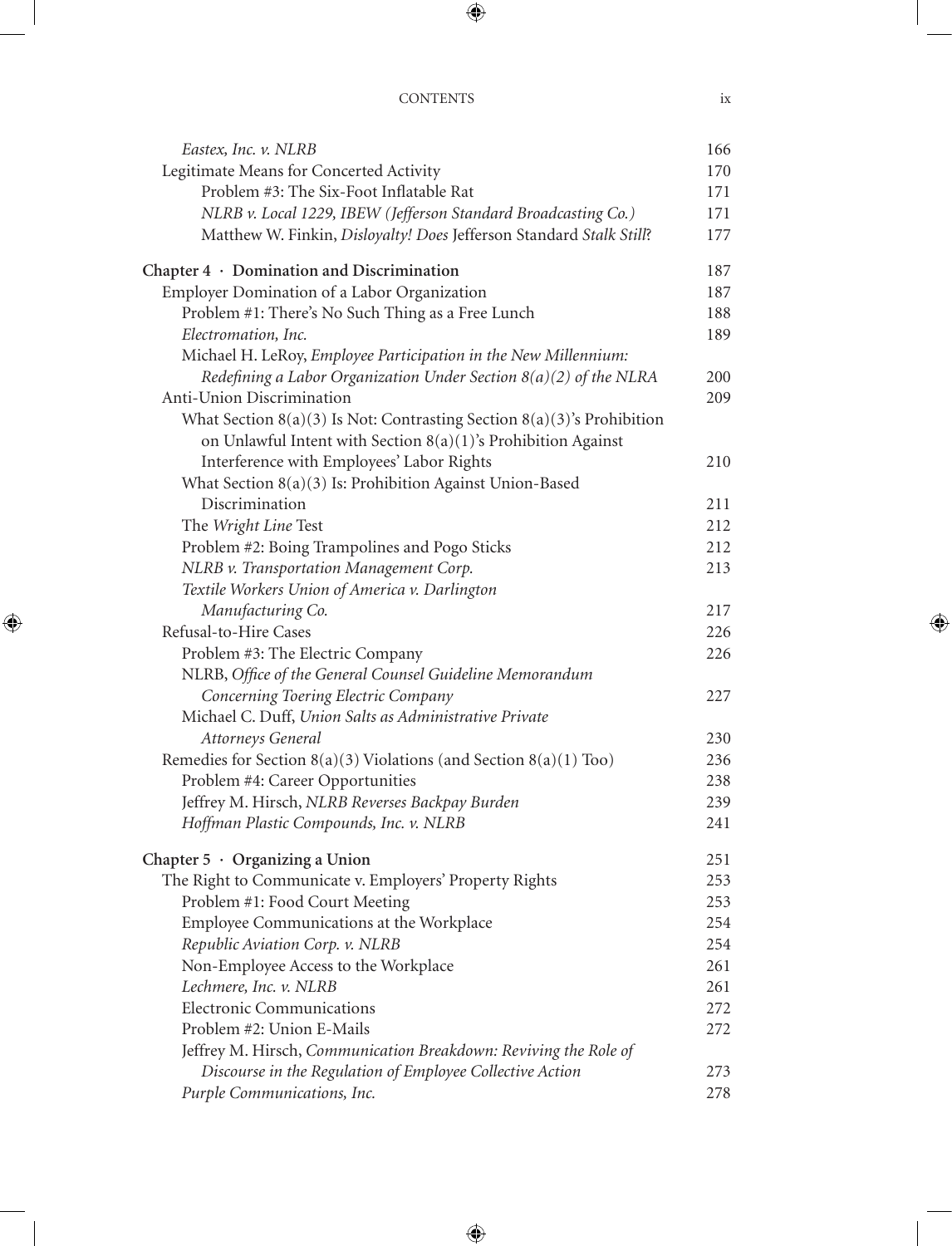*Eastex, Inc. v. NLRB* 166

Legitimate Means for Concerted Activity 170

Problem #3: The Six-Foot Inflatable Rat 171

*NLRB v. Local 1229, IBEW (Jefferson Standard Broadcasting Co.)* 171

Matthew W. Finkin, *Disloyalty! Does* Jefferson Standard *Stalk Still?* 177

**Chapter 4 · Domination and Discrimination** 187

Employer Domination of a Labor Organization 187

Problem #1: There's No Such Thing as a Free Lunch 188

*Electromation, Inc.* 189

Michael H. LeRoy, *Employee Participation in the New Millennium: Redefining a Labor Organization Under Section 8(a)(2) of the NLRA* 200

Anti-Union Discrimination 209

What Section 8(a)(3) Is Not: Contrasting Section 8(a)(3)'s Prohibition on Unlawful Intent with Section 8(a)(1)'s Prohibition Against Interference with Employees' Labor Rights 210

What Section 8(a)(3) Is: Prohibition Against Union-Based Discrimination 211

The *Wright Line* Test 212

Problem #2: Boing Trampolines and Pogo Sticks 212

*NLRB v. Transportation Management Corp.* 213

*Textile Workers Union of America v. Darlington Manufacturing Co.* 217

Refusal-to-Hire Cases 226

Problem #3: The Electric Company 226

NLRB, *Office of the General Counsel Guideline Memorandum Concerning Toering Electric Company* 227

Michael C. Duff, *Union Salts as Administrative Private Attorneys General* 230

Remedies for Section 8(a)(3) Violations (and Section 8(a)(1) Too) 236

Problem #4: Career Opportunities 238

Jeffrey M. Hirsch, *NLRB Reverses Backpay Burden* 239

*Hoffman Plastic Compounds, Inc. v. NLRB* 241

**Chapter 5 · Organizing a Union** 251

The Right to Communicate v. Employers' Property Rights 253

Problem #1: Food Court Meeting 253

Employee Communications at the Workplace 254

*Republic Aviation Corp. v. NLRB* 254

Non-Employee Access to the Workplace 261

*Lechmere, Inc. v. NLRB* 261

Electronic Communications 272

Problem #2: Union E-Mails 272

Jeffrey M. Hirsch, *Communication Breakdown: Reviving the Role of Discourse in the Regulation of Employee Collective Action* 273

*Purple Communications, Inc.* 278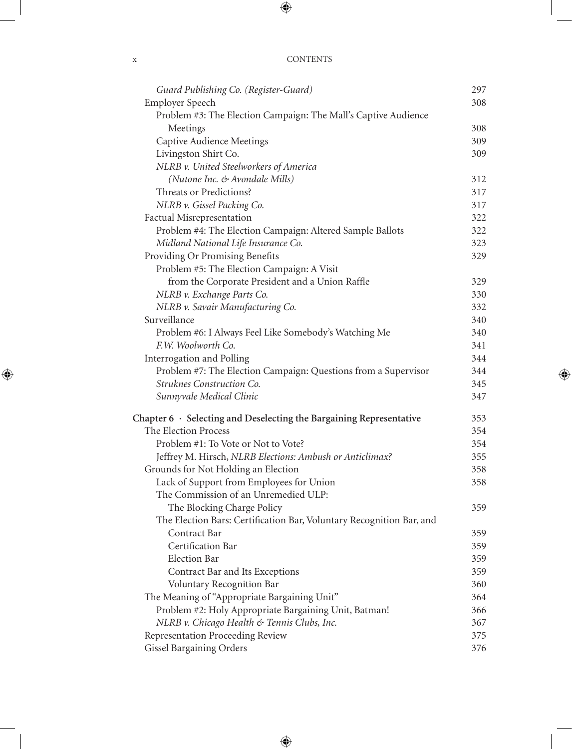| | |
|---|---|
| *Guard Publishing Co. (Register-Guard)* | 297 |
| Employer Speech | 308 |
| Problem #3: The Election Campaign: The Mall's Captive Audience Meetings | 308 |
| Captive Audience Meetings | 309 |
| Livingston Shirt Co. | 309 |
| *NLRB v. United Steelworkers of America (Nutone Inc. & Avondale Mills)* | 312 |
| Threats or Predictions? | 317 |
| *NLRB v. Gissel Packing Co.* | 317 |
| Factual Misrepresentation | 322 |
| Problem #4: The Election Campaign: Altered Sample Ballots | 322 |
| *Midland National Life Insurance Co.* | 323 |
| Providing Or Promising Benefits | 329 |
| Problem #5: The Election Campaign: A Visit from the Corporate President and a Union Raffle | 329 |
| *NLRB v. Exchange Parts Co.* | 330 |
| *NLRB v. Savair Manufacturing Co.* | 332 |
| Surveillance | 340 |
| Problem #6: I Always Feel Like Somebody's Watching Me | 340 |
| *F.W. Woolworth Co.* | 341 |
| Interrogation and Polling | 344 |
| Problem #7: The Election Campaign: Questions from a Supervisor | 344 |
| *Struknes Construction Co.* | 345 |
| *Sunnyvale Medical Clinic* | 347 |
| **Chapter 6 · Selecting and Deselecting the Bargaining Representative** | **353** |
| The Election Process | 354 |
| Problem #1: To Vote or Not to Vote? | 354 |
| Jeffrey M. Hirsch, *NLRB Elections: Ambush or Anticlimax?* | 355 |
| Grounds for Not Holding an Election | 358 |
| Lack of Support from Employees for Union | 358 |
| The Commission of an Unremedied ULP: The Blocking Charge Policy | 359 |
| The Election Bars: Certification Bar, Voluntary Recognition Bar, and Contract Bar | 359 |
| Certification Bar | 359 |
| Election Bar | 359 |
| Contract Bar and Its Exceptions | 359 |
| Voluntary Recognition Bar | 360 |
| The Meaning of "Appropriate Bargaining Unit" | 364 |
| Problem #2: Holy Appropriate Bargaining Unit, Batman! | 366 |
| *NLRB v. Chicago Health & Tennis Clubs, Inc.* | 367 |
| Representation Proceeding Review | 375 |
| Gissel Bargaining Orders | 376 |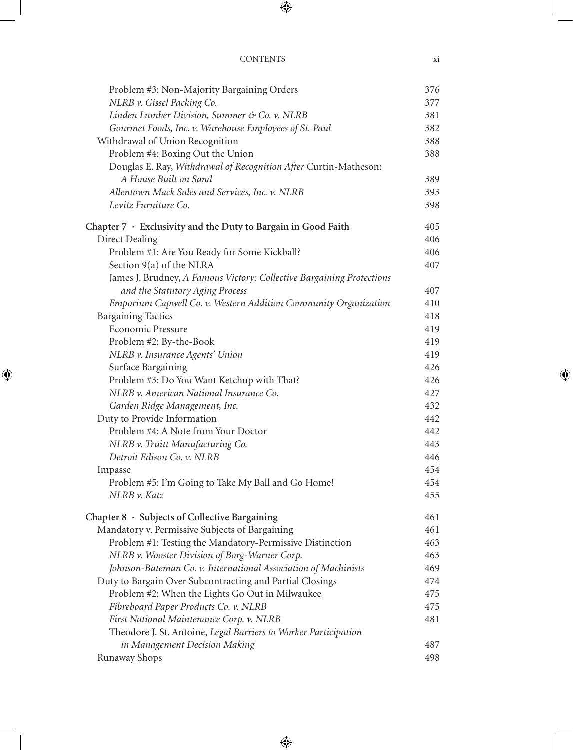| | |
|---|---|
| Problem #3: Non-Majority Bargaining Orders | 376 |
| *NLRB v. Gissel Packing Co.* | 377 |
| *Linden Lumber Division, Summer & Co. v. NLRB* | 381 |
| *Gourmet Foods, Inc. v. Warehouse Employees of St. Paul* | 382 |
| Withdrawal of Union Recognition | 388 |
| Problem #4: Boxing Out the Union | 388 |
| Douglas E. Ray, *Withdrawal of Recognition After* Curtin-Matheson: *A House Built on Sand* | 389 |
| *Allentown Mack Sales and Services, Inc. v. NLRB* | 393 |
| *Levitz Furniture Co.* | 398 |
| **Chapter 7 · Exclusivity and the Duty to Bargain in Good Faith** | 405 |
| Direct Dealing | 406 |
| Problem #1: Are You Ready for Some Kickball? | 406 |
| Section 9(a) of the NLRA | 407 |
| James J. Brudney, *A Famous Victory: Collective Bargaining Protections and the Statutory Aging Process* | 407 |
| *Emporium Capwell Co. v. Western Addition Community Organization* | 410 |
| Bargaining Tactics | 418 |
| Economic Pressure | 419 |
| Problem #2: By-the-Book | 419 |
| *NLRB v. Insurance Agents' Union* | 419 |
| Surface Bargaining | 426 |
| Problem #3: Do You Want Ketchup with That? | 426 |
| *NLRB v. American National Insurance Co.* | 427 |
| *Garden Ridge Management, Inc.* | 432 |
| Duty to Provide Information | 442 |
| Problem #4: A Note from Your Doctor | 442 |
| *NLRB v. Truitt Manufacturing Co.* | 443 |
| *Detroit Edison Co. v. NLRB* | 446 |
| Impasse | 454 |
| Problem #5: I'm Going to Take My Ball and Go Home! | 454 |
| *NLRB v. Katz* | 455 |
| **Chapter 8 · Subjects of Collective Bargaining** | 461 |
| Mandatory v. Permissive Subjects of Bargaining | 461 |
| Problem #1: Testing the Mandatory-Permissive Distinction | 463 |
| *NLRB v. Wooster Division of Borg-Warner Corp.* | 463 |
| *Johnson-Bateman Co. v. International Association of Machinists* | 469 |
| Duty to Bargain Over Subcontracting and Partial Closings | 474 |
| Problem #2: When the Lights Go Out in Milwaukee | 475 |
| *Fibreboard Paper Products Co. v. NLRB* | 475 |
| *First National Maintenance Corp. v. NLRB* | 481 |
| Theodore J. St. Antoine, *Legal Barriers to Worker Participation in Management Decision Making* | 487 |
| Runaway Shops | 498 |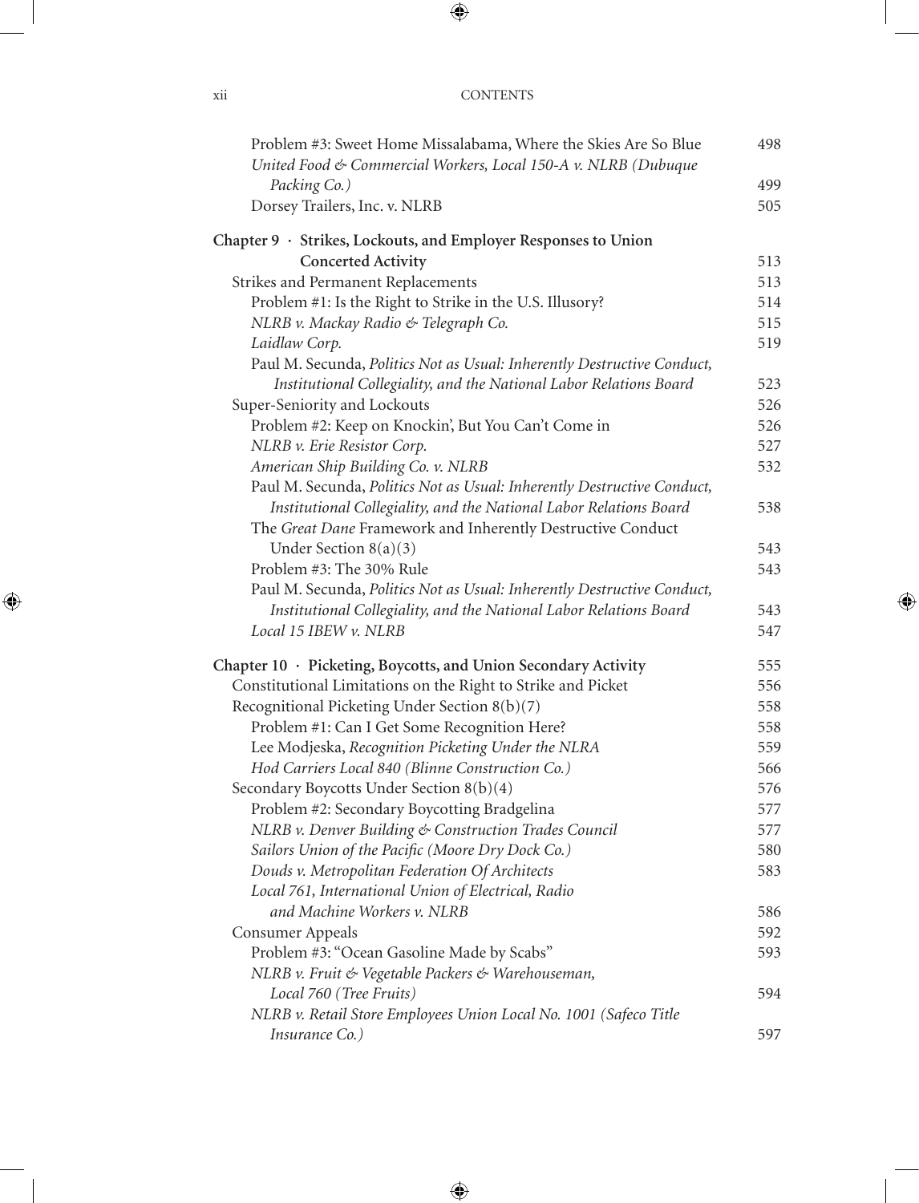Problem #3: Sweet Home Missalabama, Where the Skies Are So Blue — 498

*United Food & Commercial Workers, Local 150-A v. NLRB (Dubuque Packing Co.)* — 499

Dorsey Trailers, Inc. v. NLRB — 505

**Chapter 9 · Strikes, Lockouts, and Employer Responses to Union Concerted Activity** — 513

Strikes and Permanent Replacements — 513

Problem #1: Is the Right to Strike in the U.S. Illusory? — 514

*NLRB v. Mackay Radio & Telegraph Co.* — 515

*Laidlaw Corp.* — 519

Paul M. Secunda, *Politics Not as Usual: Inherently Destructive Conduct, Institutional Collegiality, and the National Labor Relations Board* — 523

Super-Seniority and Lockouts — 526

Problem #2: Keep on Knockin', But You Can't Come in — 526

*NLRB v. Erie Resistor Corp.* — 527

*American Ship Building Co. v. NLRB* — 532

Paul M. Secunda, *Politics Not as Usual: Inherently Destructive Conduct, Institutional Collegiality, and the National Labor Relations Board* — 538

The *Great Dane* Framework and Inherently Destructive Conduct Under Section 8(a)(3) — 543

Problem #3: The 30% Rule — 543

Paul M. Secunda, *Politics Not as Usual: Inherently Destructive Conduct, Institutional Collegiality, and the National Labor Relations Board* — 543

*Local 15 IBEW v. NLRB* — 547

**Chapter 10 · Picketing, Boycotts, and Union Secondary Activity** — 555

Constitutional Limitations on the Right to Strike and Picket — 556

Recognitional Picketing Under Section 8(b)(7) — 558

Problem #1: Can I Get Some Recognition Here? — 558

Lee Modjeska, *Recognition Picketing Under the NLRA* — 559

*Hod Carriers Local 840 (Blinne Construction Co.)* — 566

Secondary Boycotts Under Section 8(b)(4) — 576

Problem #2: Secondary Boycotting Bradgelina — 577

*NLRB v. Denver Building & Construction Trades Council* — 577

*Sailors Union of the Pacific (Moore Dry Dock Co.)* — 580

*Douds v. Metropolitan Federation Of Architects* — 583

*Local 761, International Union of Electrical, Radio and Machine Workers v. NLRB* — 586

Consumer Appeals — 592

Problem #3: "Ocean Gasoline Made by Scabs" — 593

*NLRB v. Fruit & Vegetable Packers & Warehouseman, Local 760 (Tree Fruits)* — 594

*NLRB v. Retail Store Employees Union Local No. 1001 (Safeco Title Insurance Co.)* — 597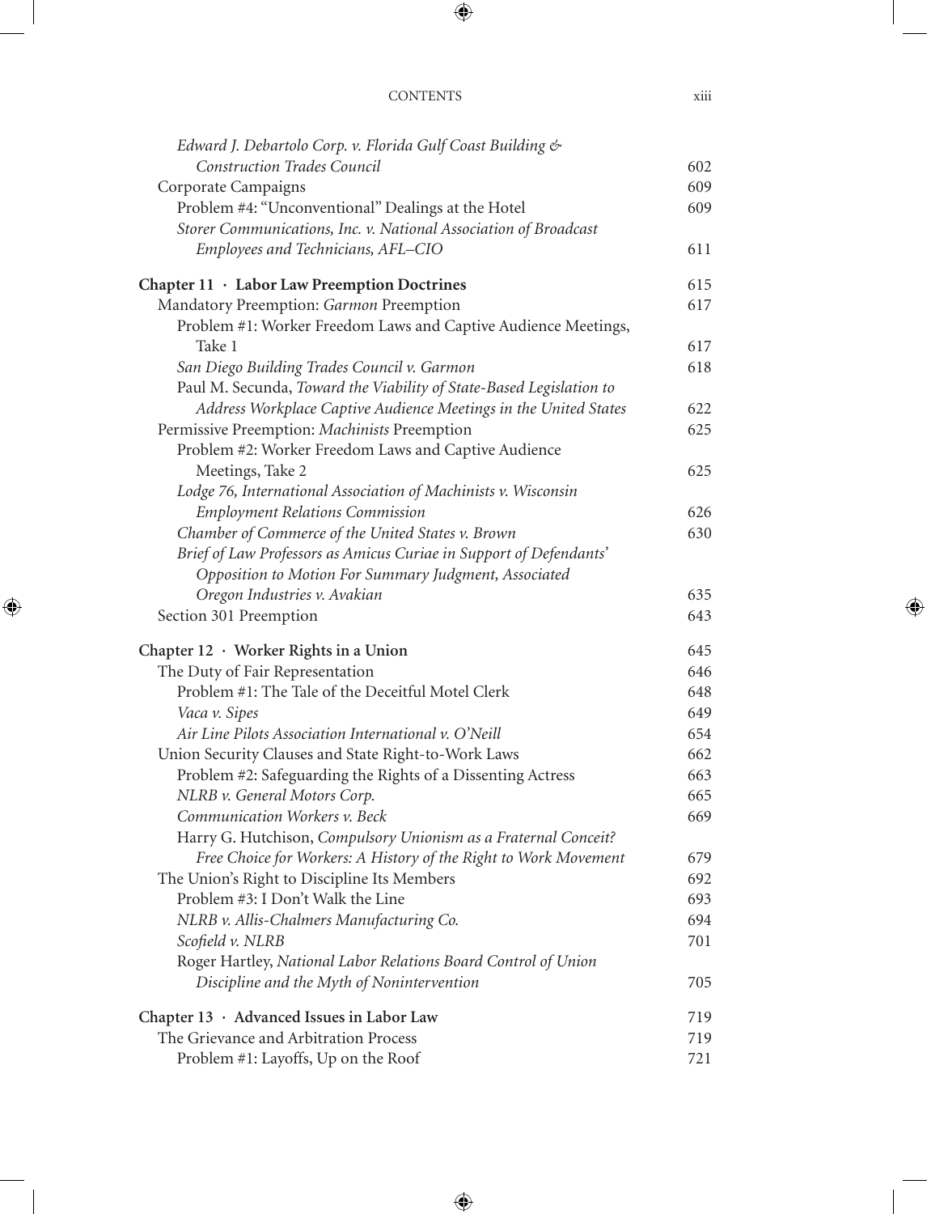| | |
|---|---|
| *Edward J. Debartolo Corp. v. Florida Gulf Coast Building & Construction Trades Council* | 602 |
| Corporate Campaigns | 609 |
| Problem #4: "Unconventional" Dealings at the Hotel | 609 |
| *Storer Communications, Inc. v. National Association of Broadcast Employees and Technicians, AFL–CIO* | 611 |
| **Chapter 11 · Labor Law Preemption Doctrines** | 615 |
| Mandatory Preemption: *Garmon* Preemption | 617 |
| Problem #1: Worker Freedom Laws and Captive Audience Meetings, Take 1 | 617 |
| *San Diego Building Trades Council v. Garmon* | 618 |
| Paul M. Secunda, *Toward the Viability of State-Based Legislation to Address Workplace Captive Audience Meetings in the United States* | 622 |
| Permissive Preemption: *Machinists* Preemption | 625 |
| Problem #2: Worker Freedom Laws and Captive Audience Meetings, Take 2 | 625 |
| *Lodge 76, International Association of Machinists v. Wisconsin Employment Relations Commission* | 626 |
| *Chamber of Commerce of the United States v. Brown* | 630 |
| *Brief of Law Professors as Amicus Curiae in Support of Defendants' Opposition to Motion For Summary Judgment, Associated Oregon Industries v. Avakian* | 635 |
| Section 301 Preemption | 643 |
| **Chapter 12 · Worker Rights in a Union** | 645 |
| The Duty of Fair Representation | 646 |
| Problem #1: The Tale of the Deceitful Motel Clerk | 648 |
| *Vaca v. Sipes* | 649 |
| *Air Line Pilots Association International v. O'Neill* | 654 |
| Union Security Clauses and State Right-to-Work Laws | 662 |
| Problem #2: Safeguarding the Rights of a Dissenting Actress | 663 |
| *NLRB v. General Motors Corp.* | 665 |
| *Communication Workers v. Beck* | 669 |
| Harry G. Hutchison, *Compulsory Unionism as a Fraternal Conceit? Free Choice for Workers: A History of the Right to Work Movement* | 679 |
| The Union's Right to Discipline Its Members | 692 |
| Problem #3: I Don't Walk the Line | 693 |
| *NLRB v. Allis-Chalmers Manufacturing Co.* | 694 |
| *Scofield v. NLRB* | 701 |
| Roger Hartley, *National Labor Relations Board Control of Union Discipline and the Myth of Nonintervention* | 705 |
| **Chapter 13 · Advanced Issues in Labor Law** | 719 |
| The Grievance and Arbitration Process | 719 |
| Problem #1: Layoffs, Up on the Roof | 721 |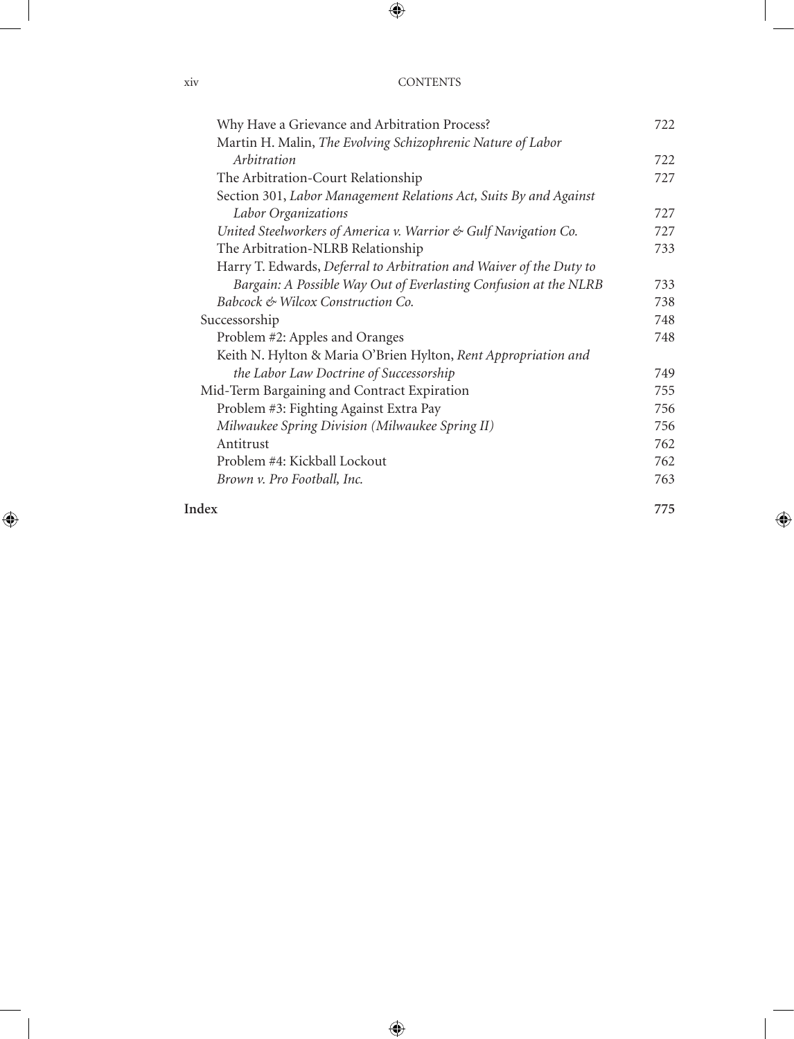Why Have a Grievance and Arbitration Process? 722

Martin H. Malin, *The Evolving Schizophrenic Nature of Labor Arbitration* 722

The Arbitration-Court Relationship 727

Section 301, *Labor Management Relations Act, Suits By and Against Labor Organizations* 727

*United Steelworkers of America v. Warrior & Gulf Navigation Co.* 727

The Arbitration-NLRB Relationship 733

Harry T. Edwards, *Deferral to Arbitration and Waiver of the Duty to Bargain: A Possible Way Out of Everlasting Confusion at the NLRB* 733

*Babcock & Wilcox Construction Co.* 738

Successorship 748

Problem #2: Apples and Oranges 748

Keith N. Hylton & Maria O'Brien Hylton, *Rent Appropriation and the Labor Law Doctrine of Successorship* 749

Mid-Term Bargaining and Contract Expiration 755

Problem #3: Fighting Against Extra Pay 756

*Milwaukee Spring Division (Milwaukee Spring II)* 756

Antitrust 762

Problem #4: Kickball Lockout 762

*Brown v. Pro Football, Inc.* 763

**Index** **775**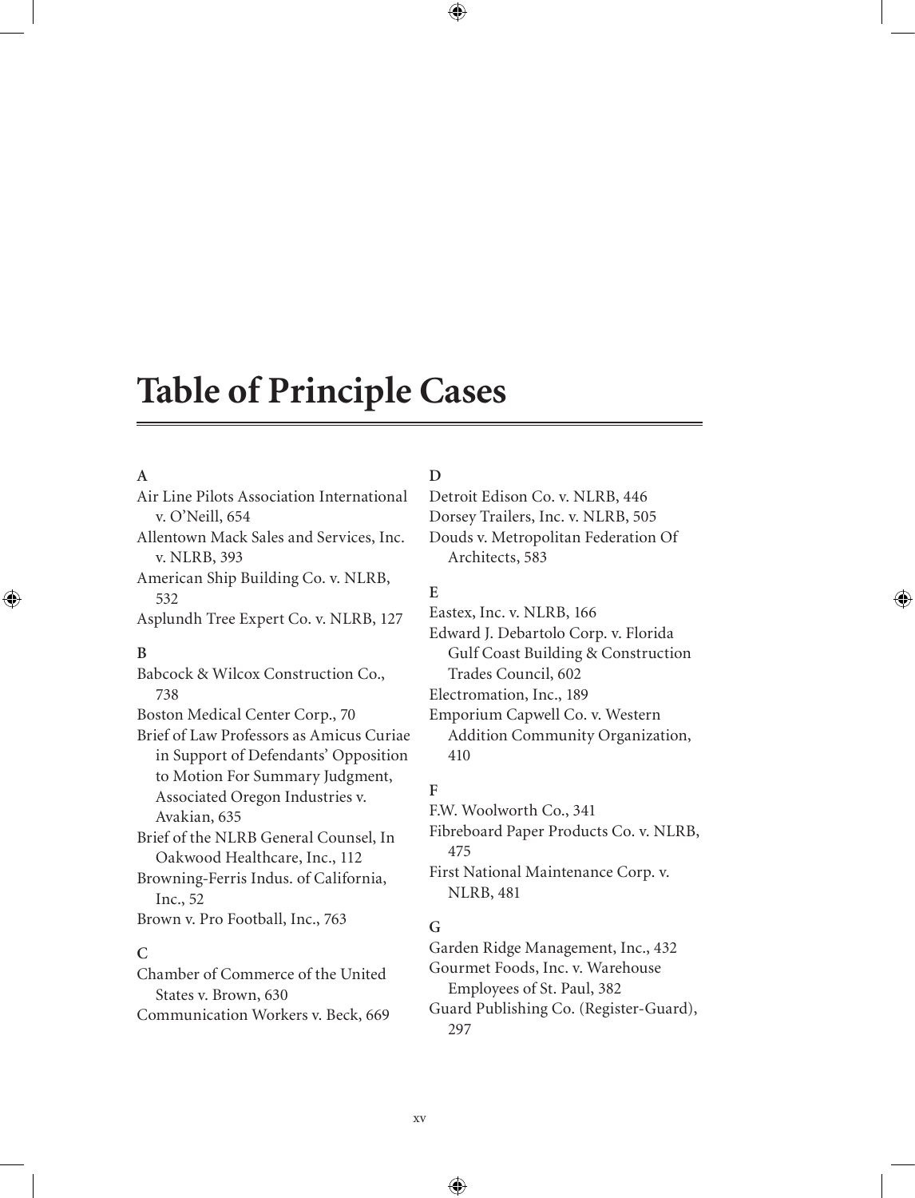# Table of Principle Cases

**A**

Air Line Pilots Association International v. O'Neill, 654

Allentown Mack Sales and Services, Inc. v. NLRB, 393

American Ship Building Co. v. NLRB, 532

Asplundh Tree Expert Co. v. NLRB, 127

**B**

Babcock & Wilcox Construction Co., 738

Boston Medical Center Corp., 70

Brief of Law Professors as Amicus Curiae in Support of Defendants' Opposition to Motion For Summary Judgment, Associated Oregon Industries v. Avakian, 635

Brief of the NLRB General Counsel, In Oakwood Healthcare, Inc., 112

Browning-Ferris Indus. of California, Inc., 52

Brown v. Pro Football, Inc., 763

**C**

Chamber of Commerce of the United States v. Brown, 630

Communication Workers v. Beck, 669

**D**

Detroit Edison Co. v. NLRB, 446

Dorsey Trailers, Inc. v. NLRB, 505

Douds v. Metropolitan Federation Of Architects, 583

**E**

Eastex, Inc. v. NLRB, 166

Edward J. Debartolo Corp. v. Florida Gulf Coast Building & Construction Trades Council, 602

Electromation, Inc., 189

Emporium Capwell Co. v. Western Addition Community Organization, 410

**F**

F.W. Woolworth Co., 341

Fibreboard Paper Products Co. v. NLRB, 475

First National Maintenance Corp. v. NLRB, 481

**G**

Garden Ridge Management, Inc., 432

Gourmet Foods, Inc. v. Warehouse Employees of St. Paul, 382

Guard Publishing Co. (Register-Guard), 297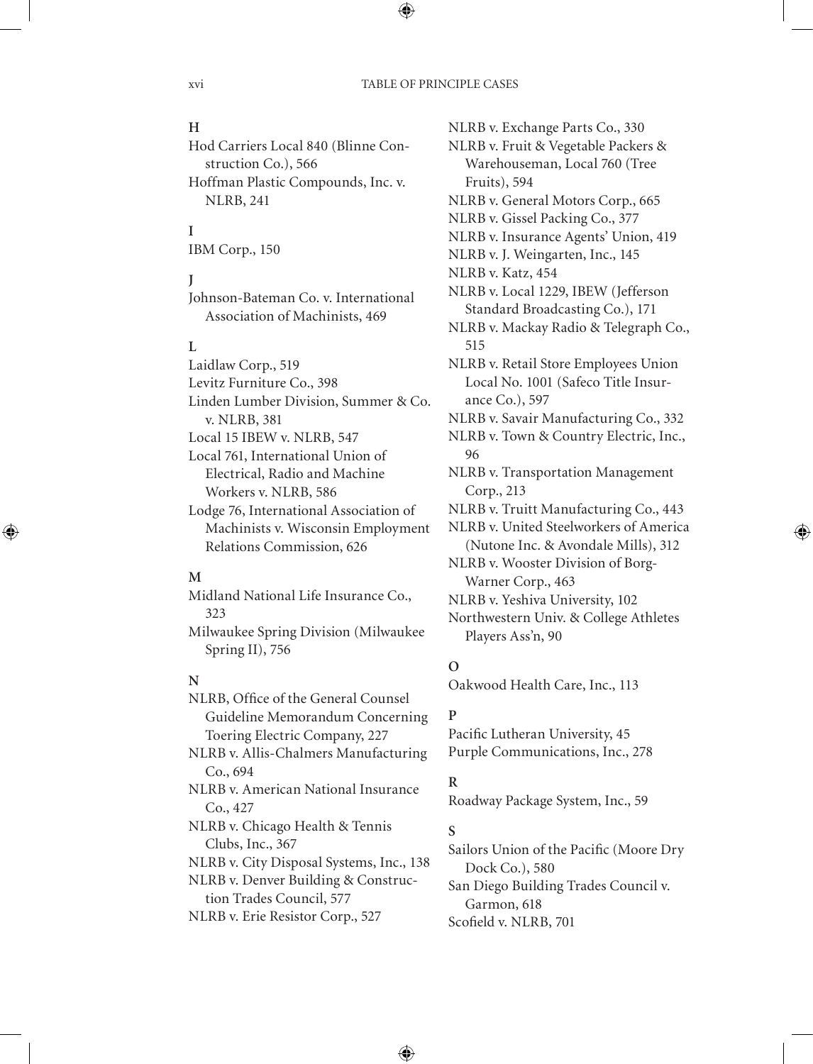**H**

Hod Carriers Local 840 (Blinne Construction Co.), 566

Hoffman Plastic Compounds, Inc. v. NLRB, 241

**I**

IBM Corp., 150

**J**

Johnson-Bateman Co. v. International Association of Machinists, 469

**L**

Laidlaw Corp., 519

Levitz Furniture Co., 398

Linden Lumber Division, Summer & Co. v. NLRB, 381

Local 15 IBEW v. NLRB, 547

Local 761, International Union of Electrical, Radio and Machine Workers v. NLRB, 586

Lodge 76, International Association of Machinists v. Wisconsin Employment Relations Commission, 626

**M**

Midland National Life Insurance Co., 323

Milwaukee Spring Division (Milwaukee Spring II), 756

**N**

NLRB, Office of the General Counsel Guideline Memorandum Concerning Toering Electric Company, 227

NLRB v. Allis-Chalmers Manufacturing Co., 694

NLRB v. American National Insurance Co., 427

NLRB v. Chicago Health & Tennis Clubs, Inc., 367

NLRB v. City Disposal Systems, Inc., 138

NLRB v. Denver Building & Construction Trades Council, 577

NLRB v. Erie Resistor Corp., 527

NLRB v. Exchange Parts Co., 330

NLRB v. Fruit & Vegetable Packers & Warehouseman, Local 760 (Tree Fruits), 594

NLRB v. General Motors Corp., 665

NLRB v. Gissel Packing Co., 377

NLRB v. Insurance Agents' Union, 419

NLRB v. J. Weingarten, Inc., 145

NLRB v. Katz, 454

NLRB v. Local 1229, IBEW (Jefferson Standard Broadcasting Co.), 171

NLRB v. Mackay Radio & Telegraph Co., 515

NLRB v. Retail Store Employees Union Local No. 1001 (Safeco Title Insurance Co.), 597

NLRB v. Savair Manufacturing Co., 332

NLRB v. Town & Country Electric, Inc., 96

NLRB v. Transportation Management Corp., 213

NLRB v. Truitt Manufacturing Co., 443

NLRB v. United Steelworkers of America (Nutone Inc. & Avondale Mills), 312

NLRB v. Wooster Division of Borg-Warner Corp., 463

NLRB v. Yeshiva University, 102

Northwestern Univ. & College Athletes Players Ass'n, 90

**O**

Oakwood Health Care, Inc., 113

**P**

Pacific Lutheran University, 45

Purple Communications, Inc., 278

**R**

Roadway Package System, Inc., 59

**S**

Sailors Union of the Pacific (Moore Dry Dock Co.), 580

San Diego Building Trades Council v. Garmon, 618

Scofield v. NLRB, 701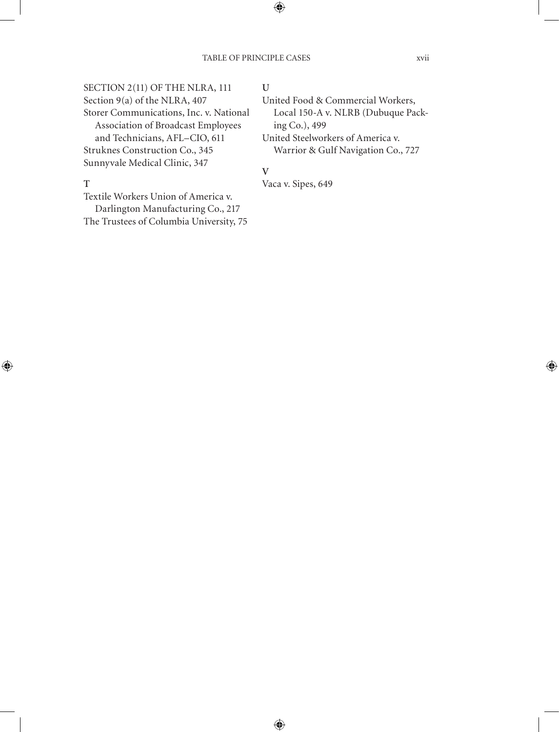SECTION 2(11) OF THE NLRA, 111

Section 9(a) of the NLRA, 407

Storer Communications, Inc. v. National Association of Broadcast Employees and Technicians, AFL–CIO, 611

Struknes Construction Co., 345

Sunnyvale Medical Clinic, 347

**T**

Textile Workers Union of America v. Darlington Manufacturing Co., 217

The Trustees of Columbia University, 75

**U**

United Food & Commercial Workers, Local 150-A v. NLRB (Dubuque Packing Co.), 499

United Steelworkers of America v. Warrior & Gulf Navigation Co., 727

**V**

Vaca v. Sipes, 649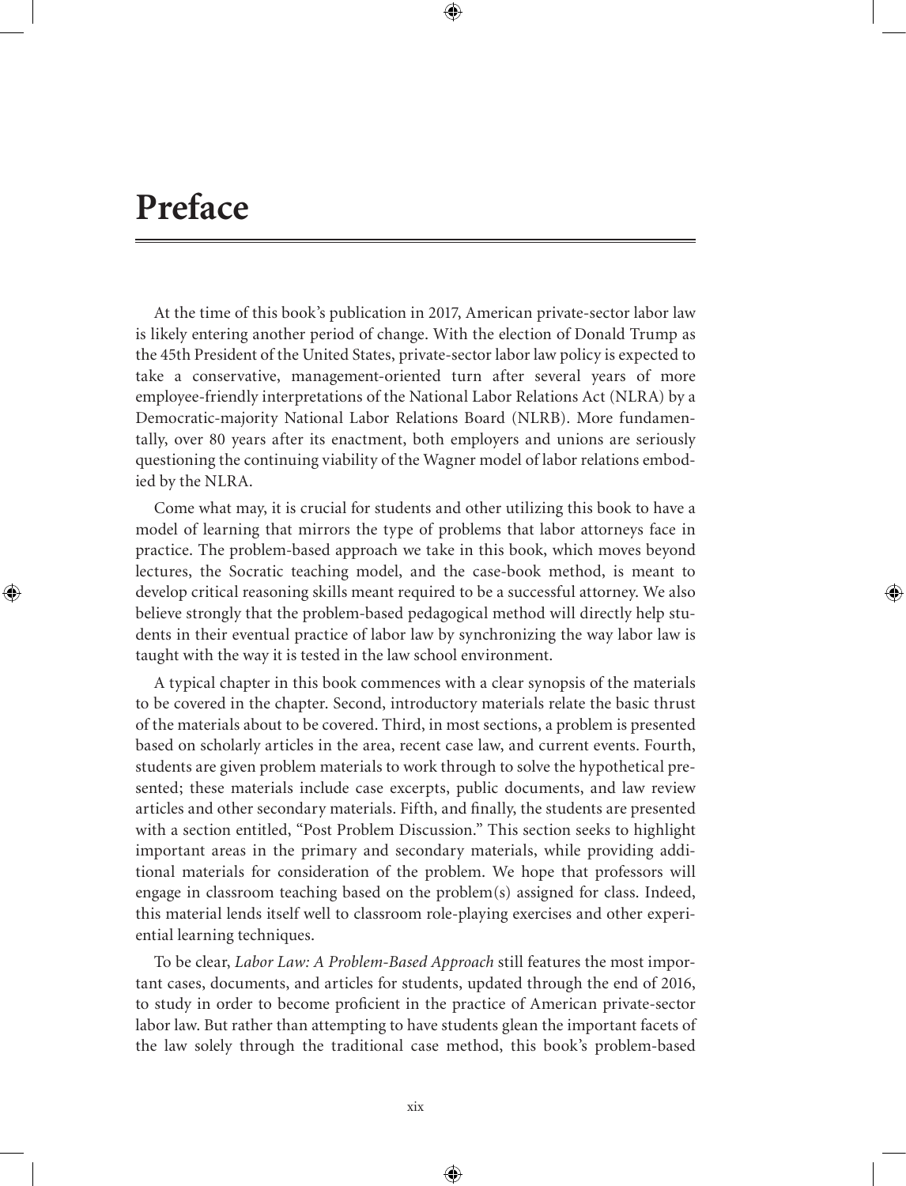# Preface

At the time of this book's publication in 2017, American private-sector labor law is likely entering another period of change. With the election of Donald Trump as the 45th President of the United States, private-sector labor law policy is expected to take a conservative, management-oriented turn after several years of more employee-friendly interpretations of the National Labor Relations Act (NLRA) by a Democratic-majority National Labor Relations Board (NLRB). More fundamentally, over 80 years after its enactment, both employers and unions are seriously questioning the continuing viability of the Wagner model of labor relations embodied by the NLRA.

Come what may, it is crucial for students and other utilizing this book to have a model of learning that mirrors the type of problems that labor attorneys face in practice. The problem-based approach we take in this book, which moves beyond lectures, the Socratic teaching model, and the case-book method, is meant to develop critical reasoning skills meant required to be a successful attorney. We also believe strongly that the problem-based pedagogical method will directly help students in their eventual practice of labor law by synchronizing the way labor law is taught with the way it is tested in the law school environment.

A typical chapter in this book commences with a clear synopsis of the materials to be covered in the chapter. Second, introductory materials relate the basic thrust of the materials about to be covered. Third, in most sections, a problem is presented based on scholarly articles in the area, recent case law, and current events. Fourth, students are given problem materials to work through to solve the hypothetical presented; these materials include case excerpts, public documents, and law review articles and other secondary materials. Fifth, and finally, the students are presented with a section entitled, "Post Problem Discussion." This section seeks to highlight important areas in the primary and secondary materials, while providing additional materials for consideration of the problem. We hope that professors will engage in classroom teaching based on the problem(s) assigned for class. Indeed, this material lends itself well to classroom role-playing exercises and other experiential learning techniques.

To be clear, *Labor Law: A Problem-Based Approach* still features the most important cases, documents, and articles for students, updated through the end of 2016, to study in order to become proficient in the practice of American private-sector labor law. But rather than attempting to have students glean the important facets of the law solely through the traditional case method, this book's problem-based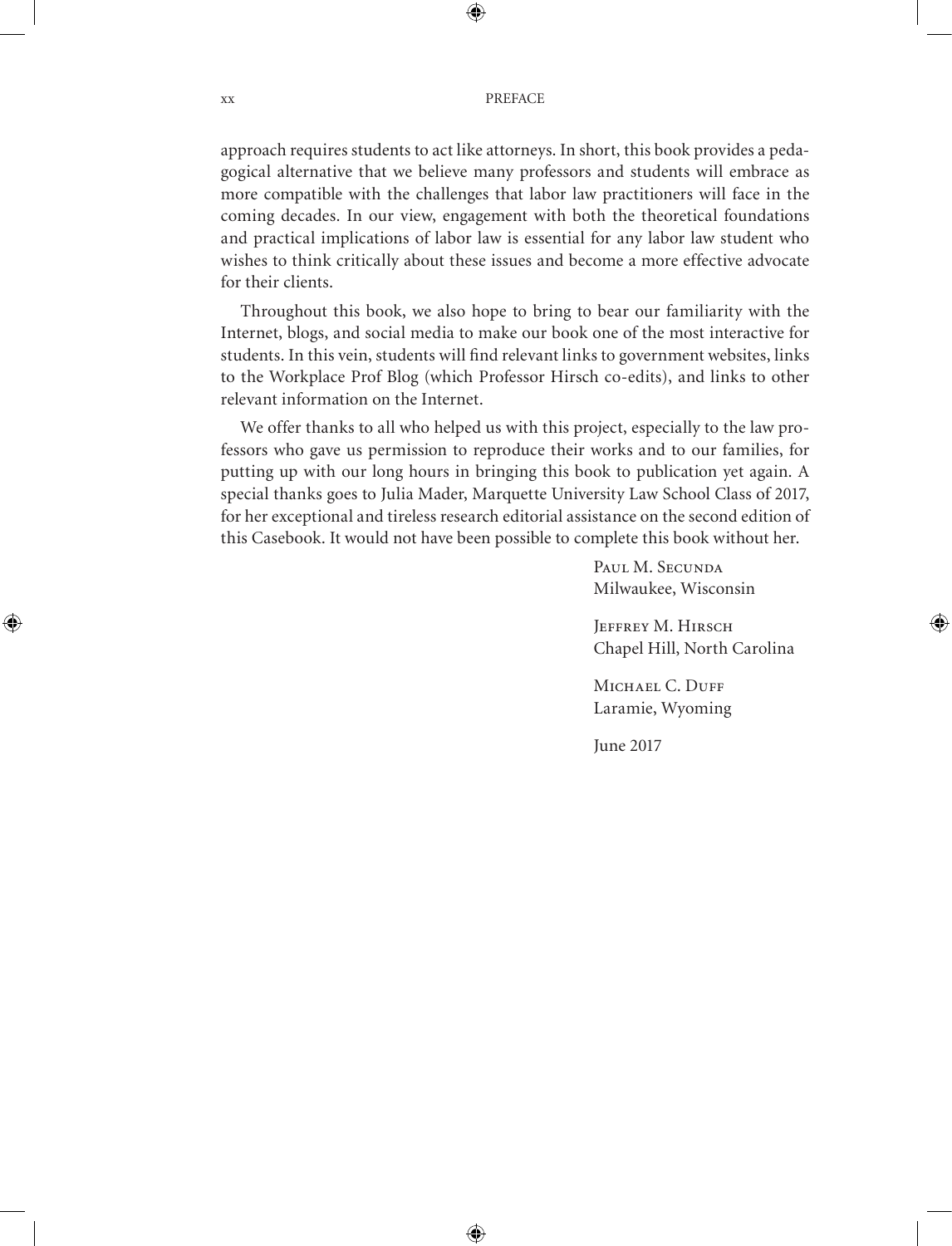approach requires students to act like attorneys. In short, this book provides a pedagogical alternative that we believe many professors and students will embrace as more compatible with the challenges that labor law practitioners will face in the coming decades. In our view, engagement with both the theoretical foundations and practical implications of labor law is essential for any labor law student who wishes to think critically about these issues and become a more effective advocate for their clients.

Throughout this book, we also hope to bring to bear our familiarity with the Internet, blogs, and social media to make our book one of the most interactive for students. In this vein, students will find relevant links to government websites, links to the Workplace Prof Blog (which Professor Hirsch co-edits), and links to other relevant information on the Internet.

We offer thanks to all who helped us with this project, especially to the law professors who gave us permission to reproduce their works and to our families, for putting up with our long hours in bringing this book to publication yet again. A special thanks goes to Julia Mader, Marquette University Law School Class of 2017, for her exceptional and tireless research editorial assistance on the second edition of this Casebook. It would not have been possible to complete this book without her.

Paul M. Secunda  
Milwaukee, Wisconsin

Jeffrey M. Hirsch  
Chapel Hill, North Carolina

Michael C. Duff  
Laramie, Wyoming

June 2017